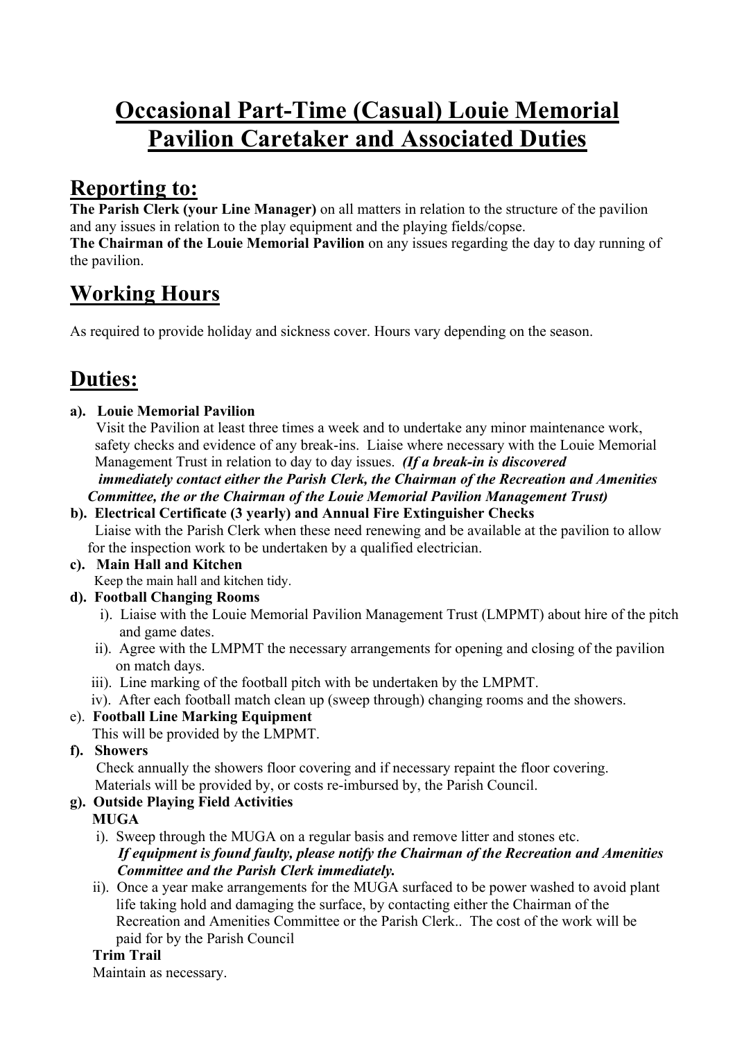# Occasional Part-Time (Casual) Louie Memorial Pavilion Caretaker and Associated Duties

## Reporting to:

**The Parish Clerk (your Line Manager)** on all matters in relation to the structure of the pavilion and any issues in relation to the play equipment and the playing fields/copse.
**The Chairman of the Louie Memorial Pavilion** on any issues regarding the day to day running of the pavilion.

## Working Hours

As required to provide holiday and sickness cover. Hours vary depending on the season.

## Duties:

**a). Louie Memorial Pavilion**
Visit the Pavilion at least three times a week and to undertake any minor maintenance work, safety checks and evidence of any break-ins. Liaise where necessary with the Louie Memorial Management Trust in relation to day to day issues. ***(If a break-in is discovered immediately contact either the Parish Clerk, the Chairman of the Recreation and Amenities Committee, the or the Chairman of the Louie Memorial Pavilion Management Trust)***

**b). Electrical Certificate (3 yearly) and Annual Fire Extinguisher Checks**
Liaise with the Parish Clerk when these need renewing and be available at the pavilion to allow for the inspection work to be undertaken by a qualified electrician.

**c). Main Hall and Kitchen**
Keep the main hall and kitchen tidy.

**d). Football Changing Rooms**

i). Liaise with the Louie Memorial Pavilion Management Trust (LMPMT) about hire of the pitch and game dates.
ii). Agree with the LMPMT the necessary arrangements for opening and closing of the pavilion on match days.
iii). Line marking of the football pitch with be undertaken by the LMPMT.
iv). After each football match clean up (sweep through) changing rooms and the showers.

e). **Football Line Marking Equipment**
This will be provided by the LMPMT.

**f). Showers**
Check annually the showers floor covering and if necessary repaint the floor covering. Materials will be provided by, or costs re-imbursed by, the Parish Council.

**g). Outside Playing Field Activities**

**MUGA**

i). Sweep through the MUGA on a regular basis and remove litter and stones etc. ***If equipment is found faulty, please notify the Chairman of the Recreation and Amenities Committee and the Parish Clerk immediately.***
ii). Once a year make arrangements for the MUGA surfaced to be power washed to avoid plant life taking hold and damaging the surface, by contacting either the Chairman of the Recreation and Amenities Committee or the Parish Clerk.. The cost of the work will be paid for by the Parish Council

**Trim Trail**
Maintain as necessary.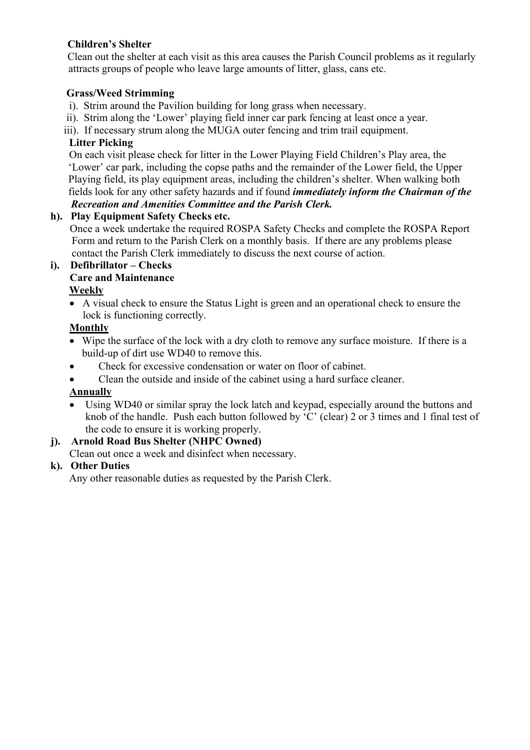**Children's Shelter**

Clean out the shelter at each visit as this area causes the Parish Council problems as it regularly attracts groups of people who leave large amounts of litter, glass, cans etc.

**Grass/Weed Strimming**

i). Strim around the Pavilion building for long grass when necessary.

ii). Strim along the 'Lower' playing field inner car park fencing at least once a year.

iii). If necessary strum along the MUGA outer fencing and trim trail equipment.

**Litter Picking**

On each visit please check for litter in the Lower Playing Field Children's Play area, the 'Lower' car park, including the copse paths and the remainder of the Lower field, the Upper Playing field, its play equipment areas, including the children's shelter. When walking both fields look for any other safety hazards and if found ***immediately inform the Chairman of the Recreation and Amenities Committee and the Parish Clerk.***

**h). Play Equipment Safety Checks etc.**

Once a week undertake the required ROSPA Safety Checks and complete the ROSPA Report Form and return to the Parish Clerk on a monthly basis. If there are any problems please contact the Parish Clerk immediately to discuss the next course of action.

**i). Defibrillator – Checks**

**Care and Maintenance**

**<u>Weekly</u>**

- A visual check to ensure the Status Light is green and an operational check to ensure the lock is functioning correctly.

**<u>Monthly</u>**

- Wipe the surface of the lock with a dry cloth to remove any surface moisture. If there is a build-up of dirt use WD40 to remove this.
- Check for excessive condensation or water on floor of cabinet.
- Clean the outside and inside of the cabinet using a hard surface cleaner.

**<u>Annually</u>**

- Using WD40 or similar spray the lock latch and keypad, especially around the buttons and knob of the handle. Push each button followed by 'C' (clear) 2 or 3 times and 1 final test of the code to ensure it is working properly.

**j). Arnold Road Bus Shelter (NHPC Owned)**

Clean out once a week and disinfect when necessary.

**k). Other Duties**

Any other reasonable duties as requested by the Parish Clerk.